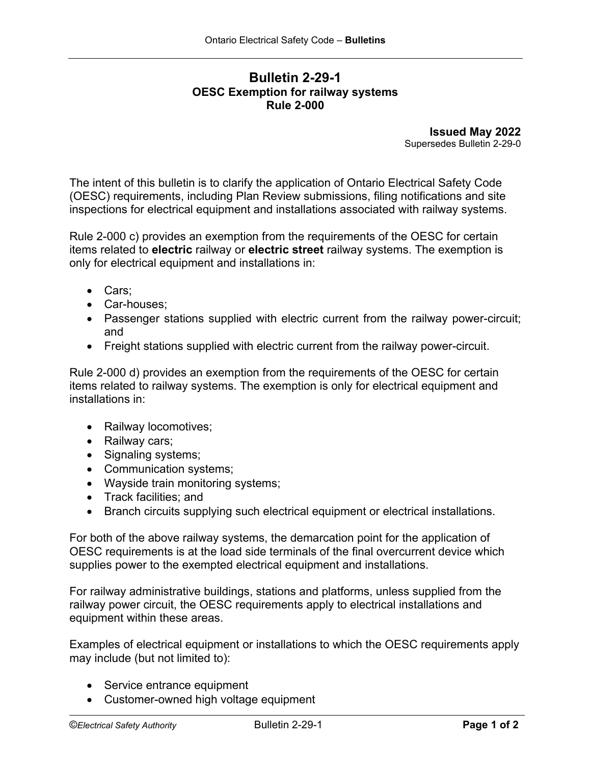# Bulletin 2-29-1
## OESC Exemption for railway systems
## Rule 2-000

**Issued May 2022**
Supersedes Bulletin 2-29-0

The intent of this bulletin is to clarify the application of Ontario Electrical Safety Code (OESC) requirements, including Plan Review submissions, filing notifications and site inspections for electrical equipment and installations associated with railway systems.

Rule 2-000 c) provides an exemption from the requirements of the OESC for certain items related to **electric** railway or **electric street** railway systems. The exemption is only for electrical equipment and installations in:

- Cars;
- Car-houses;
- Passenger stations supplied with electric current from the railway power-circuit; and
- Freight stations supplied with electric current from the railway power-circuit.

Rule 2-000 d) provides an exemption from the requirements of the OESC for certain items related to railway systems. The exemption is only for electrical equipment and installations in:

- Railway locomotives;
- Railway cars;
- Signaling systems;
- Communication systems;
- Wayside train monitoring systems;
- Track facilities; and
- Branch circuits supplying such electrical equipment or electrical installations.

For both of the above railway systems, the demarcation point for the application of OESC requirements is at the load side terminals of the final overcurrent device which supplies power to the exempted electrical equipment and installations.

For railway administrative buildings, stations and platforms, unless supplied from the railway power circuit, the OESC requirements apply to electrical installations and equipment within these areas.

Examples of electrical equipment or installations to which the OESC requirements apply may include (but not limited to):

- Service entrance equipment
- Customer-owned high voltage equipment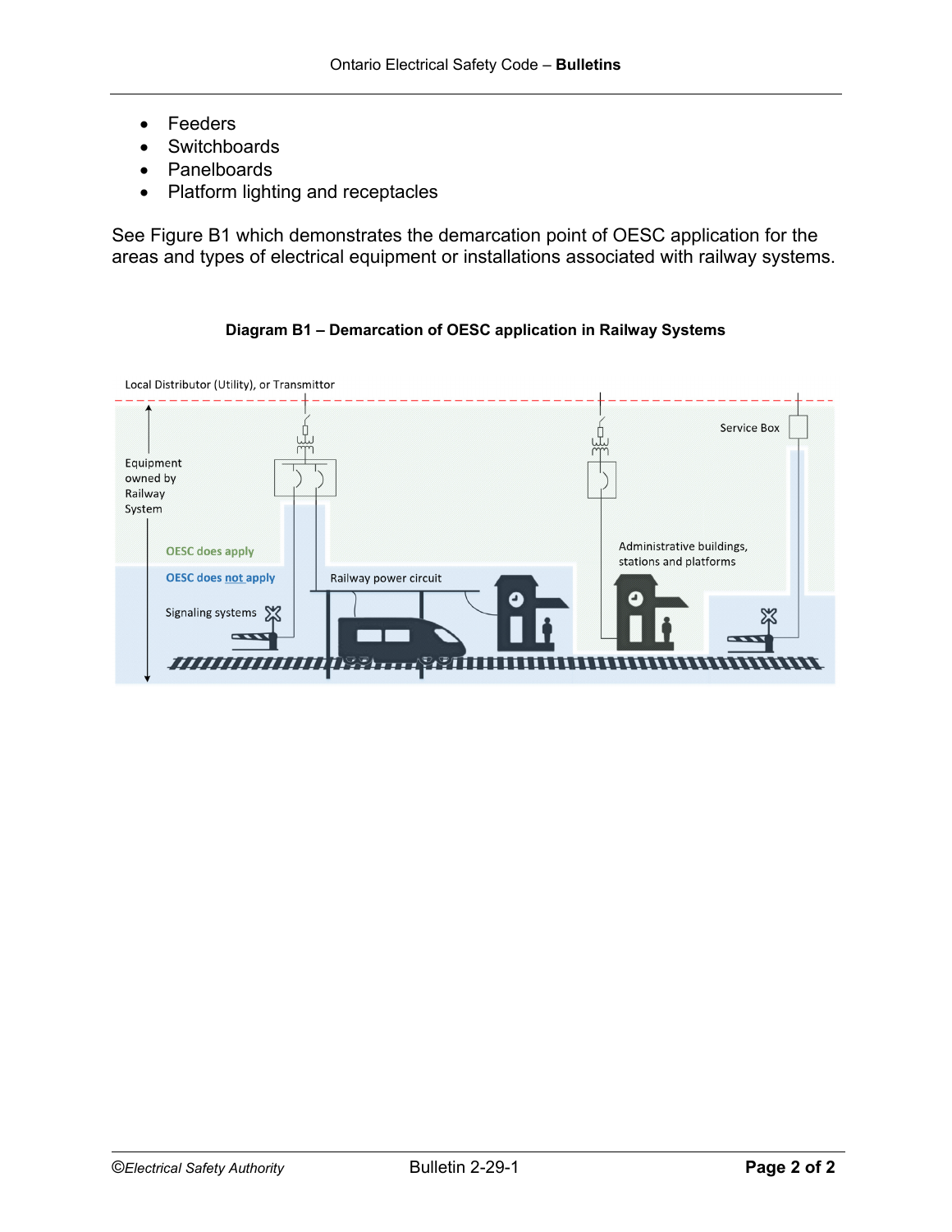- Feeders
- Switchboards
- Panelboards
- Platform lighting and receptacles

See Figure B1 which demonstrates the demarcation point of OESC application for the areas and types of electrical equipment or installations associated with railway systems.

**Diagram B1 – Demarcation of OESC application in Railway Systems**

Local Distributor (Utility), or Transmittor

Equipment owned by Railway System

OESC does apply

OESC does not apply

Signaling systems

Railway power circuit

Administrative buildings, stations and platforms

Service Box